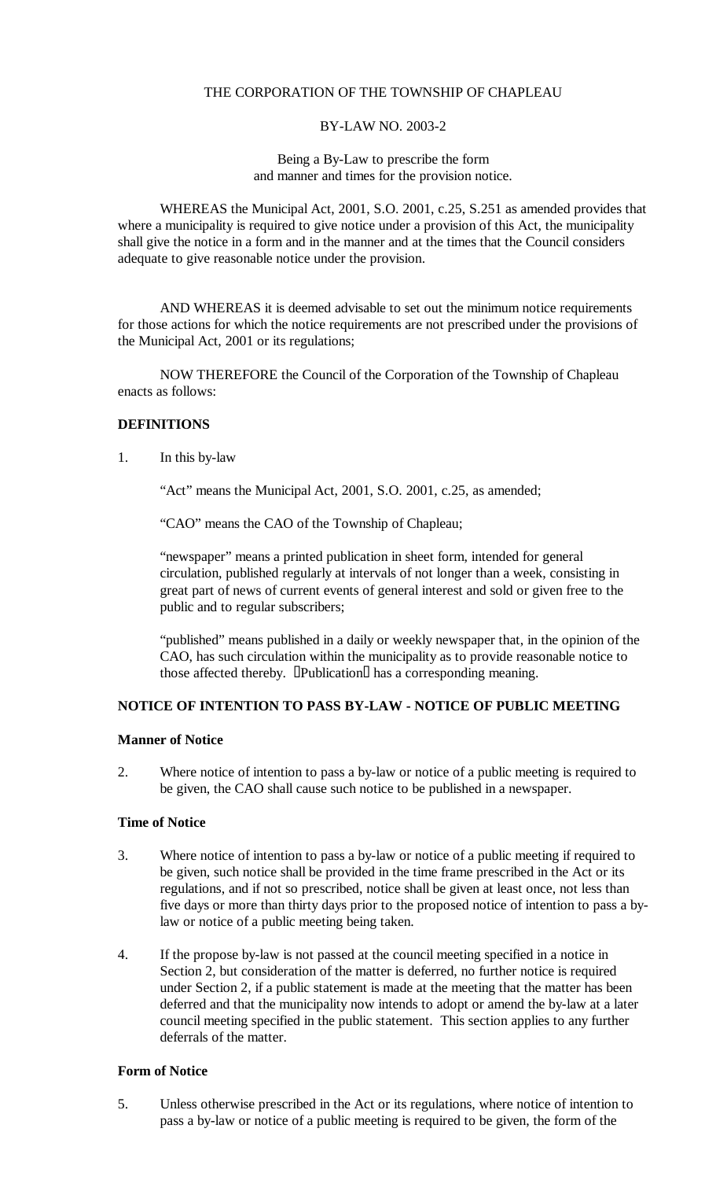THE CORPORATION OF THE TOWNSHIP OF CHAPLEAU

BY-LAW NO. 2003-2

Being a By-Law to prescribe the form and manner and times for the provision notice.

WHEREAS the Municipal Act, 2001, S.O. 2001, c.25, S.251 as amended provides that where a municipality is required to give notice under a provision of this Act, the municipality shall give the notice in a form and in the manner and at the times that the Council considers adequate to give reasonable notice under the provision.

AND WHEREAS it is deemed advisable to set out the minimum notice requirements for those actions for which the notice requirements are not prescribed under the provisions of the Municipal Act, 2001 or its regulations;

NOW THEREFORE the Council of the Corporation of the Township of Chapleau enacts as follows:

**DEFINITIONS**

1. In this by-law

   "Act" means the Municipal Act, 2001, S.O. 2001, c.25, as amended;

   "CAO" means the CAO of the Township of Chapleau;

   "newspaper" means a printed publication in sheet form, intended for general circulation, published regularly at intervals of not longer than a week, consisting in great part of news of current events of general interest and sold or given free to the public and to regular subscribers;

   "published" means published in a daily or weekly newspaper that, in the opinion of the CAO, has such circulation within the municipality as to provide reasonable notice to those affected thereby. "Publication" has a corresponding meaning.

**NOTICE OF INTENTION TO PASS BY-LAW - NOTICE OF PUBLIC MEETING**

**Manner of Notice**

2. Where notice of intention to pass a by-law or notice of a public meeting is required to be given, the CAO shall cause such notice to be published in a newspaper.

**Time of Notice**

3. Where notice of intention to pass a by-law or notice of a public meeting if required to be given, such notice shall be provided in the time frame prescribed in the Act or its regulations, and if not so prescribed, notice shall be given at least once, not less than five days or more than thirty days prior to the proposed notice of intention to pass a by-law or notice of a public meeting being taken.

4. If the propose by-law is not passed at the council meeting specified in a notice in Section 2, but consideration of the matter is deferred, no further notice is required under Section 2, if a public statement is made at the meeting that the matter has been deferred and that the municipality now intends to adopt or amend the by-law at a later council meeting specified in the public statement. This section applies to any further deferrals of the matter.

**Form of Notice**

5. Unless otherwise prescribed in the Act or its regulations, where notice of intention to pass a by-law or notice of a public meeting is required to be given, the form of the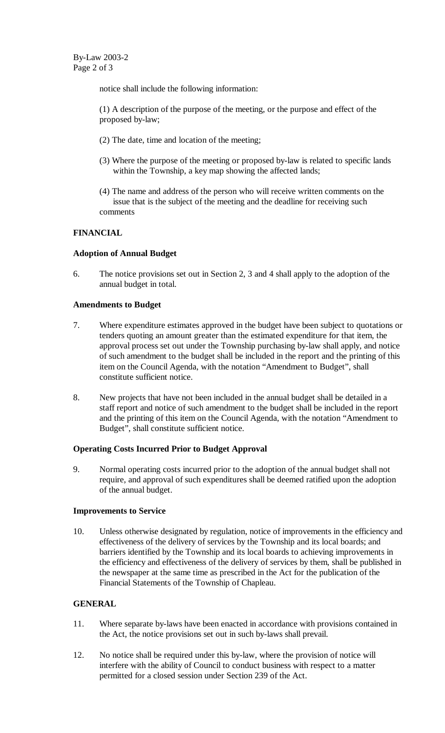notice shall include the following information:

(1) A description of the purpose of the meeting, or the purpose and effect of the proposed by-law;

(2) The date, time and location of the meeting;

(3) Where the purpose of the meeting or proposed by-law is related to specific lands within the Township, a key map showing the affected lands;

(4) The name and address of the person who will receive written comments on the issue that is the subject of the meeting and the deadline for receiving such comments

## FINANCIAL

### Adoption of Annual Budget

6. The notice provisions set out in Section 2, 3 and 4 shall apply to the adoption of the annual budget in total.

### Amendments to Budget

7. Where expenditure estimates approved in the budget have been subject to quotations or tenders quoting an amount greater than the estimated expenditure for that item, the approval process set out under the Township purchasing by-law shall apply, and notice of such amendment to the budget shall be included in the report and the printing of this item on the Council Agenda, with the notation "Amendment to Budget", shall constitute sufficient notice.

8. New projects that have not been included in the annual budget shall be detailed in a staff report and notice of such amendment to the budget shall be included in the report and the printing of this item on the Council Agenda, with the notation "Amendment to Budget", shall constitute sufficient notice.

### Operating Costs Incurred Prior to Budget Approval

9. Normal operating costs incurred prior to the adoption of the annual budget shall not require, and approval of such expenditures shall be deemed ratified upon the adoption of the annual budget.

### Improvements to Service

10. Unless otherwise designated by regulation, notice of improvements in the efficiency and effectiveness of the delivery of services by the Township and its local boards; and barriers identified by the Township and its local boards to achieving improvements in the efficiency and effectiveness of the delivery of services by them, shall be published in the newspaper at the same time as prescribed in the Act for the publication of the Financial Statements of the Township of Chapleau.

## GENERAL

11. Where separate by-laws have been enacted in accordance with provisions contained in the Act, the notice provisions set out in such by-laws shall prevail.

12. No notice shall be required under this by-law, where the provision of notice will interfere with the ability of Council to conduct business with respect to a matter permitted for a closed session under Section 239 of the Act.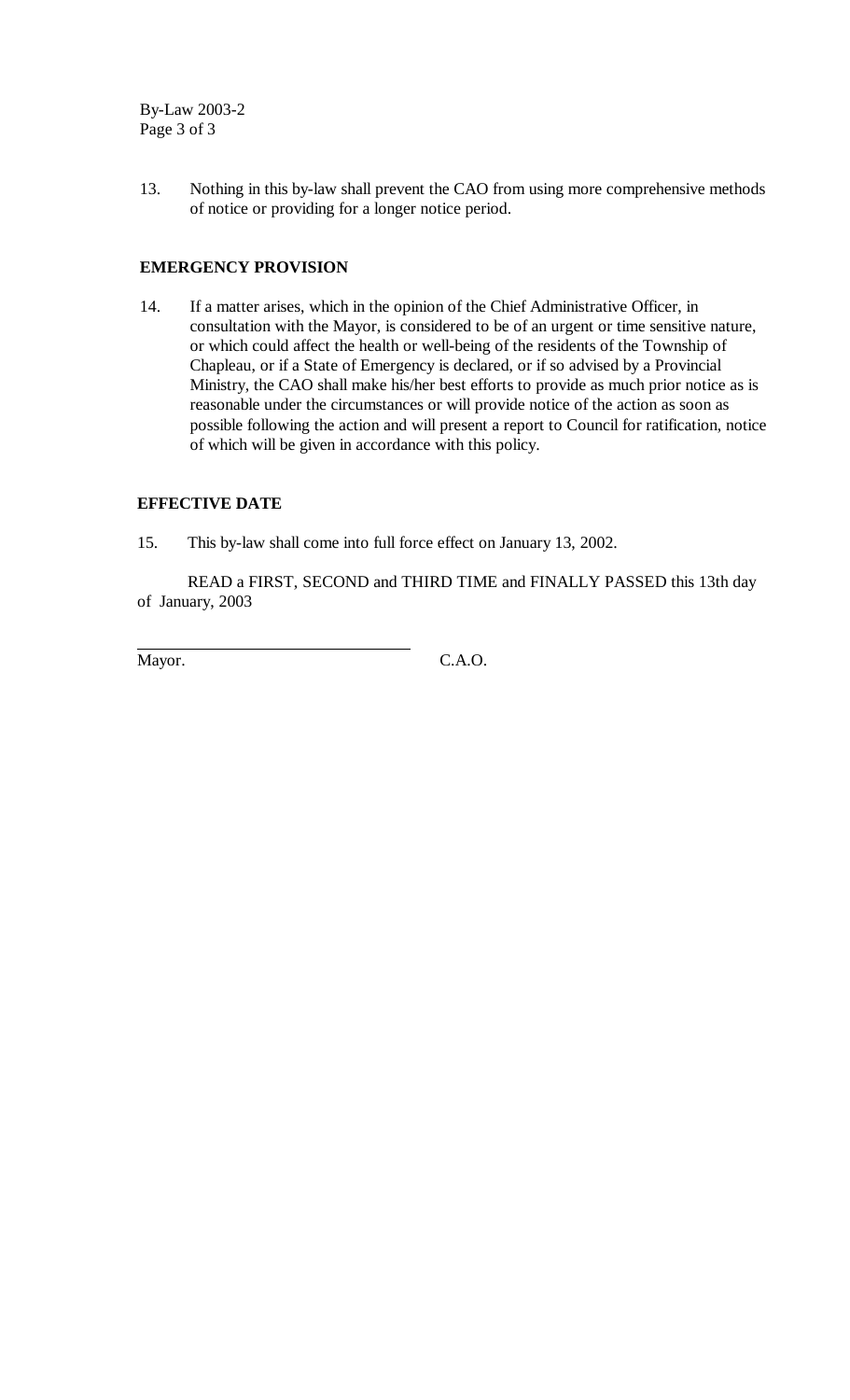13. Nothing in this by-law shall prevent the CAO from using more comprehensive methods of notice or providing for a longer notice period.

**EMERGENCY PROVISION**

14. If a matter arises, which in the opinion of the Chief Administrative Officer, in consultation with the Mayor, is considered to be of an urgent or time sensitive nature, or which could affect the health or well-being of the residents of the Township of Chapleau, or if a State of Emergency is declared, or if so advised by a Provincial Ministry, the CAO shall make his/her best efforts to provide as much prior notice as is reasonable under the circumstances or will provide notice of the action as soon as possible following the action and will present a report to Council for ratification, notice of which will be given in accordance with this policy.

**EFFECTIVE DATE**

15. This by-law shall come into full force effect on January 13, 2002.

READ a FIRST, SECOND and THIRD TIME and FINALLY PASSED this 13th day of January, 2003

Mayor. C.A.O.